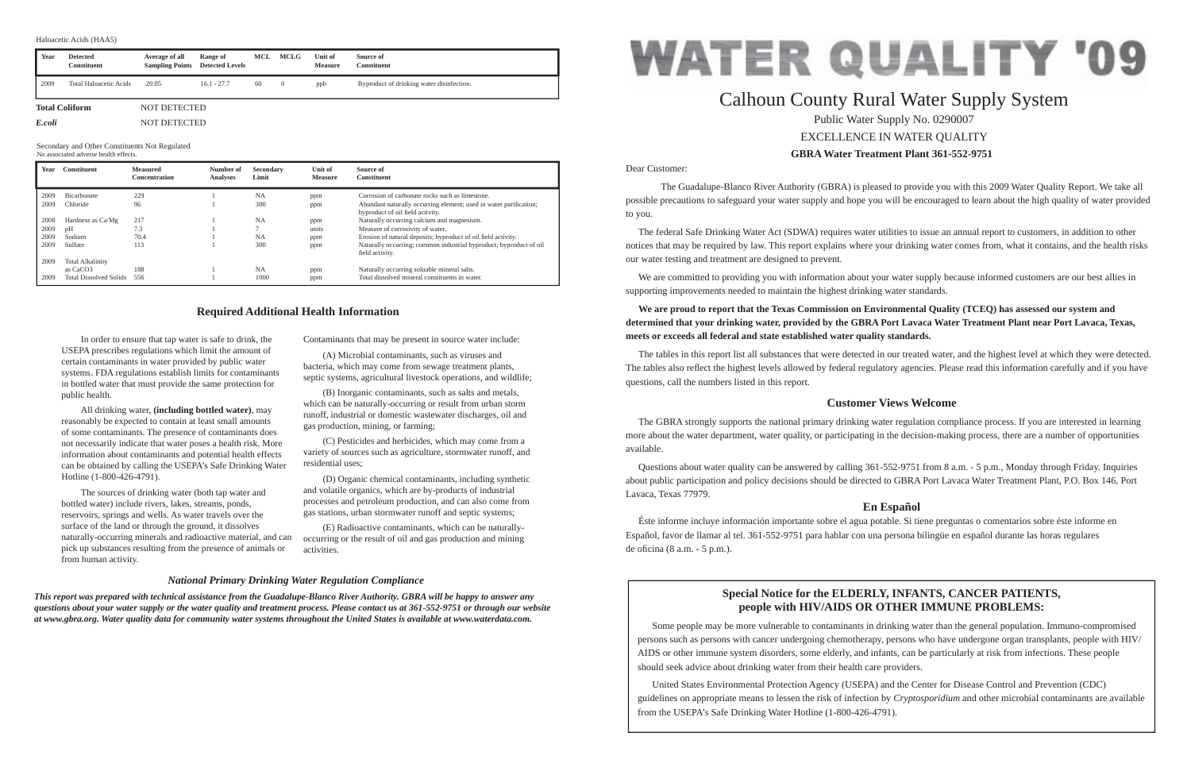Haloacetic Acids (HAA5)

| Year | Detected Constituent | Average of all Sampling Points | Range of Detected Levels | MCL | MCLG | Unit of Measure | Source of Constituent |
|---|---|---|---|---|---|---|---|
| 2009 | Total Haloacetic Acids | 20.05 | 16.1 - 27.7 | 60 | 0 | ppb | Byproduct of drinking water disinfection. |

**Total Coliform** NOT DETECTED

***E.coli*** NOT DETECTED

Secondary and Other Constituents Not Regulated
No associated adverse health effects.

| Year | Constituent | Measured Concentration | Number of Analyses | Secondary Limit | Unit of Measure | Source of Constituent |
|---|---|---|---|---|---|---|
| 2009 | Bicarbonate | 229 | 1 | NA | ppm | Corrosion of carbonate rocks such as limestone. |
| 2009 | Chloride | 96 | 1 | 300 | ppm | Abundant naturally occurring element; used in water purification; byproduct of oil field activity. |
| 2008 | Hardness as Ca/Mg | 217 | 1 | NA | ppm | Naturally occurring calcium and magnesium. |
| 2009 | pH | 7.3 | 1 | 7 | units | Measure of corrosivity of water. |
| 2009 | Sodium | 70.4 | 1 | NA | ppm | Erosion of natural deposits; byproduct of oil field activity. |
| 2009 | Sulfate | 113 | 1 | 300 | ppm | Naturally occurring; common industrial byproduct; byproduct of oil field activity. |
| 2009 | Total Alkalinity as $CaCO_3$ | 188 | 1 | NA | ppm | Naturally occurring soluable mineral salts. |
| 2009 | Total Dissolved Solids | 556 | 1 | 1000 | ppm | Total dissolved mineral constituents in water. |

## Required Additional Health Information

In order to ensure that tap water is safe to drink, the USEPA prescribes regulations which limit the amount of certain contaminants in water provided by public water systems. FDA regulations establish limits for contaminants in bottled water that must provide the same protection for public health.

All drinking water, **(including bottled water)**, may reasonably be expected to contain at least small amounts of some contaminants. The presence of contaminants does not necessarily indicate that water poses a health risk. More information about contaminants and potential health effects can be obtained by calling the USEPA's Safe Drinking Water Hotline (1-800-426-4791).

The sources of drinking water (both tap water and bottled water) include rivers, lakes, streams, ponds, reservoirs, springs and wells. As water travels over the surface of the land or through the ground, it dissolves naturally-occurring minerals and radioactive material, and can pick up substances resulting from the presence of animals or from human activity.

Contaminants that may be present in source water include:

(A) Microbial contaminants, such as viruses and bacteria, which may come from sewage treatment plants, septic systems, agricultural livestock operations, and wildlife;

(B) Inorganic contaminants, such as salts and metals, which can be naturally-occurring or result from urban storm runoff, industrial or domestic wastewater discharges, oil and gas production, mining, or farming;

(C) Pesticides and herbicides, which may come from a variety of sources such as agriculture, stormwater runoff, and residential uses;

(D) Organic chemical contaminants, including synthetic and volatile organics, which are by-products of industrial processes and petroleum production, and can also come from gas stations, urban stormwater runoff and septic systems;

(E) Radioactive contaminants, which can be naturally-occurring or the result of oil and gas production and mining activities.

### *National Primary Drinking Water Regulation Compliance*

***This report was prepared with technical assistance from the Guadalupe-Blanco River Authority. GBRA will be happy to answer any questions about your water supply or the water quality and treatment process. Please contact us at 361-552-9751 or through our website at www.gbra.org. Water quality data for community water systems throughout the United States is available at www.waterdata.com.***

# WATER QUALITY '09

## Calhoun County Rural Water Supply System

Public Water Supply No. 0290007

EXCELLENCE IN WATER QUALITY

**GBRA Water Treatment Plant 361-552-9751**

Dear Customer:

The Guadalupe-Blanco River Authority (GBRA) is pleased to provide you with this 2009 Water Quality Report. We take all possible precautions to safeguard your water supply and hope you will be encouraged to learn about the high quality of water provided to you.

The federal Safe Drinking Water Act (SDWA) requires water utilities to issue an annual report to customers, in addition to other notices that may be required by law. This report explains where your drinking water comes from, what it contains, and the health risks our water testing and treatment are designed to prevent.

We are committed to providing you with information about your water supply because informed customers are our best allies in supporting improvements needed to maintain the highest drinking water standards.

**We are proud to report that the Texas Commission on Environmental Quality (TCEQ) has assessed our system and determined that your drinking water, provided by the GBRA Port Lavaca Water Treatment Plant near Port Lavaca, Texas, meets or exceeds all federal and state established water quality standards.**

The tables in this report list all substances that were detected in our treated water, and the highest level at which they were detected. The tables also reflect the highest levels allowed by federal regulatory agencies. Please read this information carefully and if you have questions, call the numbers listed in this report.

## Customer Views Welcome

The GBRA strongly supports the national primary drinking water regulation compliance process. If you are interested in learning more about the water department, water quality, or participating in the decision-making process, there are a number of opportunities available.

Questions about water quality can be answered by calling 361-552-9751 from 8 a.m. - 5 p.m., Monday through Friday. Inquiries about public participation and policy decisions should be directed to GBRA Port Lavaca Water Treatment Plant, P.O. Box 146, Port Lavaca, Texas 77979.

## En Español

Éste informe incluye información importante sobre el agua potable. Si tiene preguntas o comentarios sobre éste informe en Español, favor de llamar al tel. 361-552-9751 para hablar con una persona bilingüe en español durante las horas regulares de oficina (8 a.m. - 5 p.m.).

## Special Notice for the ELDERLY, INFANTS, CANCER PATIENTS, people with HIV/AIDS OR OTHER IMMUNE PROBLEMS:

Some people may be more vulnerable to contaminants in drinking water than the general population. Immuno-compromised persons such as persons with cancer undergoing chemotherapy, persons who have undergone organ transplants, people with HIV/AIDS or other immune system disorders, some elderly, and infants, can be particularly at risk from infections. These people should seek advice about drinking water from their health care providers.

United States Environmental Protection Agency (USEPA) and the Center for Disease Control and Prevention (CDC) guidelines on appropriate means to lessen the risk of infection by *Cryptosporidium* and other microbial contaminants are available from the USEPA's Safe Drinking Water Hotline (1-800-426-4791).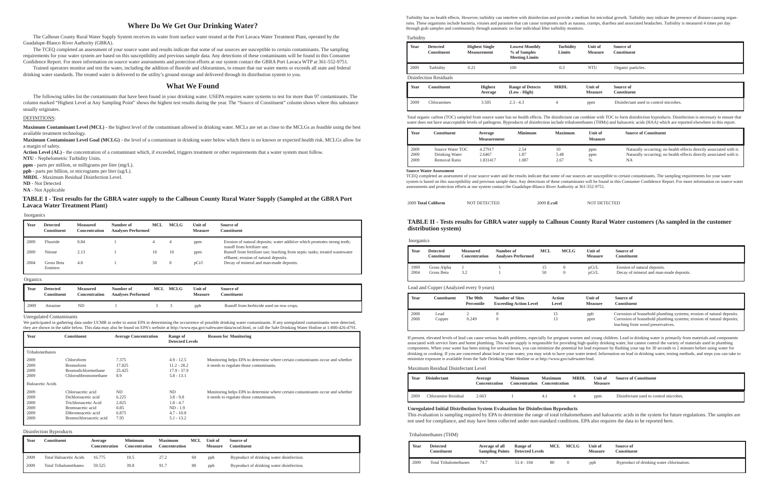## Where Do We Get Our Drinking Water?

The Calhoun County Rural Water Supply System receives its water from surface water treated at the Port Lavaca Water Treatment Plant, operated by the Guadalupe-Blanco River Authority (GBRA).

The TCEQ completed an assessment of your source water and results indicate that some of our sources are susceptible to certain contaminants. The sampling requirements for your water system are based on this susceptibility and previous sample data. Any detections of these contaminants will be found in this Consumer Confidence Report. For more information on source water assessments and protection efforts at our system contact the GBRA Port Lavaca WTP at 361-552-9751.

Trained operators monitor and test the water, including the addition of fluoride and chloramines, to ensure that our water meets or exceeds all state and federal drinking water standards. The treated water is delivered to the utility's ground storage and delivered through its distribution system to you.

## What We Found

The following tables list the contaminants that have been found in your drinking water. USEPA requires water systems to test for more than 97 contaminants. The column marked "Highest Level at Any Sampling Point" shows the highest test results during the year. The "Source of Constituent" column shows where this substance usually originates.

DEFINITIONS:

**Maximum Contaminant Level (MCL)** - the highest level of the contaminant allowed in drinking water. MCLs are set as close to the MCLGs as feasible using the best available treatment technology.

**Maximum Contaminant Level Goal (MCLG)** - the level of a contaminant in drinking water below which there is no known or expected health risk. MCLGs allow for a margin of safety.

**Action Level (AL)** - the concentration of a contaminant which, if exceeded, triggers treatment or other requirements that a water system must follow.

**NTU** - Nephelometric Turbidity Units.

**ppm** - parts per million, or milligrams per liter (mg/L).

**ppb** - parts per billion, or micrograms per liter (ug/L).

**MRDL** - Maximum Residual Disinfection Level.

**ND** - Not Detected

**NA** - Not Applicable

### TABLE I - Test results for the GBRA water supply to the Calhoun County Rural Water Supply (Sampled at the GBRA Port Lavaca Water Treatment Plant)

Inorganics

| Year | Detected Constituent | Measured Concentration | Number of Analyses Performed | MCL | MCLG | Unit of Measure | Source of Constituent |
|---|---|---|---|---|---|---|---|
| 2009 | Fluoride | 0.84 | 1 | 4 | 4 | ppm | Erosion of natural deposits; water additive which promotes strong teeth; runoff from fertilizer use. |
| 2009 | Nitrate | 2.13 | 1 | 10 | 10 | ppm | Runoff from fertilizer use; leaching from septic tanks; treated wastewater effluent; erosion of natural deposits. |
| 2004 | Gross Beta Emitters | 4.8 | 1 | 50 | 0 | pCi/l | Decay of mineral and man-made deposits. |

Organics

| Year | Detected Constituent | Measured Concentration | Number of Analyses Performed | MCL | MCLG | Unit of Measure | Source of Constituent |
|---|---|---|---|---|---|---|---|
| 2009 | Atrazine | ND | 1 | 3 | 3 | ppb | Runoff from herbicide used on row crops. |

Unregulated Contaminants

We participated in gathering data under UCMR in order to assist EPA in determining the occurrence of possible drinking water contaminants. If any unregulated contaminants were detected, they are shown in the table below. This data may also be found on EPA's website at http://www.epa.gov/safewater/data/ncod.html, or call the Safe Drinking Water Hotline at 1-800-426-4791.

| Year | Constituent | Average Concentration | Range of Detected Levels | Reason for Monitoring |
|---|---|---|---|---|
| Trihalomethanes | | | | |
| 2009 | Chloroform | 7.375 | 4.9 - 12.5 | Monitoring helps EPA to determine where certain contaminants occur and whether it needs to regulate those contaminants. |
| 2009 | Bromoform | 17.825 | 11.2 - 28.2 | |
| 2009 | Bromodichlormethane | 25.425 | 17.9 - 37.9 | |
| 2009 | Chlorodibromomethane | 8.9 | 5.8 - 13.1 | |
| Haloacetic Acids | | | | |
| 2009 | Chloroacetic acid | ND | ND | Monitoring helps EPA to determine where certain contaminants occur and whether it needs to regulate those contaminants. |
| 2009 | Dichloroacetic acid | 6.225 | 3.8 - 9.8 | |
| 2009 | Trichloroacetic Acid | 2.825 | 1.8 - 4.7 | |
| 2009 | Bromoacetic acid | 0.85 | ND - 1.9 | |
| 2009 | Dibromoacetic acid | 6.875 | 4.7 - 10.8 | |
| 2009 | Bromochloroacetic acid | 7.95 | 5.1 - 13.2 | |

Disinfection Byproducts

| Year | Constituent | Average Concentration | Minimum Concentration | Maximum Concentration | MCL | Unit of Measure | Source of Constituent |
|---|---|---|---|---|---|---|---|
| 2009 | Total Haloacetic Acids | 16.775 | 10.5 | 27.2 | 60 | ppb | Byproduct of drinking water disinfection. |
| 2009 | Total Trihalomethanes | 59.525 | 39.8 | 91.7 | 80 | ppb | Byproduct of drinking water disinfection. |

Turbidity has no health effects. However, turbidity can interfere with disinfection and provide a medium for microbial growth. Turbidity may indicate the presence of disease-causing organisms. These organisms include bacteria, viruses and parasites that can cause symptoms such as nausea, cramps, diarrhea and associated headaches. Turbidity is measured 4 times per day through grab samples and continuously through automatic on-line individual filter turbidity monitors.

Turbidity

| Year | Detected Constituent | Highest Single Measurement | Lowest Monthly % of Samples Meeting Limits | Turbidity Limits | Unit of Measure | Source of Constituent |
|---|---|---|---|---|---|---|
| 2009 | Turbidity | 0.21 | 100 | 0.3 | NTU | Organic particles. |

Disinfection Residuals

| Year | Constituent | Highest Average | Range of Detects (Low - High) | MRDL | Unit of Measure | Source of Constituent |
|---|---|---|---|---|---|---|
| 2009 | Chloramines | 3.505 | 2.3 - 4.3 | 4 | ppm | Disinfectant used to control microbes. |

Total organic carbon (TOC) sampled from source water has no health effects. The disinfectant can combine with TOC to form disinfection byproducts. Disinfection is necessary to ensure that water does not have unacceptable levels of pathogens. Byproducts of disinfection include trihalomethanes (THMs) and haloacetic acids (HAA) which are reported elsewhere in this report.

| Year | Constituent | Average Measurement | Minimum | Maximum | Unit of Measure | Source of Constituent |
|---|---|---|---|---|---|---|
| 2009 | Source Water TOC | 4.27917 | 2.54 | 10 | ppm | Naturally occurring; no health effects directly associated with it. |
| 2009 | Drinking Water | 2.6467 | 1.87 | 5.48 | ppm | Naturally occurring; no health effects directly associated with it. |
| 2009 | Removal Ratio | 1.831417 | 1.087 | 2.67 | % | NA |

**Source Water Assessment**

TCEQ completed an assessment of your source water and the results indicate that some of our sources are susceptible to certain contaminants. The sampling requirements for your water system is based on this susceptibility and previous sample data. Any detections of these contaminants will be found in this Consumer Confidence Report. For more information on source water assessments and protection efforts at our system contact the Guadalupe-Blanco River Authority at 361-552-9751.

2009 **Total Coliform** NOT DETECTED 2009 ***E.coli*** NOT DETECTED

### TABLE II - Tests results for GBRA water supply to Calhoun County Rural Water customers (As sampled in the customer distribution system)

Inorganics

| Year | Detected Constituent | Measured Concentration | Number of Analyses Performed | MCL | MCLG | Unit of Measure | Source of Constituent |
|---|---|---|---|---|---|---|---|
| 1999 | Gross Alpha | 1 | | 15 | 0 | pCi/L | Erosion of natural deposits. |
| 2004 | Gross Beta | 3.2 | 1 | 50 | 0 | pCi/L | Decay of mineral and man-made deposits. |

Lead and Copper (Analyzed every 9 years)

| Year | Constituent | The 90th Percentile | Number of Sites Exceeding Action Level | Action Level | Unit of Measure | Source of Constituent |
|---|---|---|---|---|---|---|
| 2008 | Lead | 2 | 0 | 15 | ppb | Corrosion of household plumbing systems; erosion of natural deposits. |
| 2008 | Copper | 0.249 | 0 | 13 | ppm | Corrosion of household plumbing systems; erosion of natural deposits; leaching from wood preservatives. |

If present, elevated levels of lead can cause serious health problems, especially for pregnant women and young children. Lead in drinking water is primarily from materials and components associated with service lines and home plumbing. This water supply is responsible for providing high quality drinking water, but cannot control the variety of materials used in plumbing components. When your water has been sitting for several hours, you can minimize the potential for lead exposure by flushing your tap for 30 seconds to 2 minutes before using water for drinking or cooking. If you are concerned about lead in your water, you may wish to have your water tested. Information on lead in drinking water, testing methods, and steps you can take to minimize exposure is available from the Safe Drinking Water Hotline or at http://www.gov/safewater/lead.

Maximum Residual Disinfectant Level

| Year | Disinfectant | Average Concentration | Minimum Concentration | Maximum Concentration | MRDL | Unit of Measure | Source of Constituent |
|---|---|---|---|---|---|---|---|
| 2009 | Chloramine Residual | 2.663 | 1 | 4.1 | 4 | ppm | Disinfectant used to control microbes. |

**Unregulated Initial Distribution System Evaluation for Disinfection Byproducts**

This evaluation is sampling required by EPA to determine the range of total trihalomethanes and haloacetic acids in the system for future regulations. The samples are not used for compliance, and may have been collected under non-standard conditions. EPA also requires the data to be reported here.

Trihalomethanes (THM)

| Year | Detected Constituent | Average of all Sampling Points | Range of Detected Levels | MCL | MCLG | Unit of Measure | Source of Constituent |
|---|---|---|---|---|---|---|---|
| 2009 | Total Trihalomethanes | 74.7 | 51.4 - 104 | 80 | 0 | ppb | Byproduct of drinking water chlorination. |